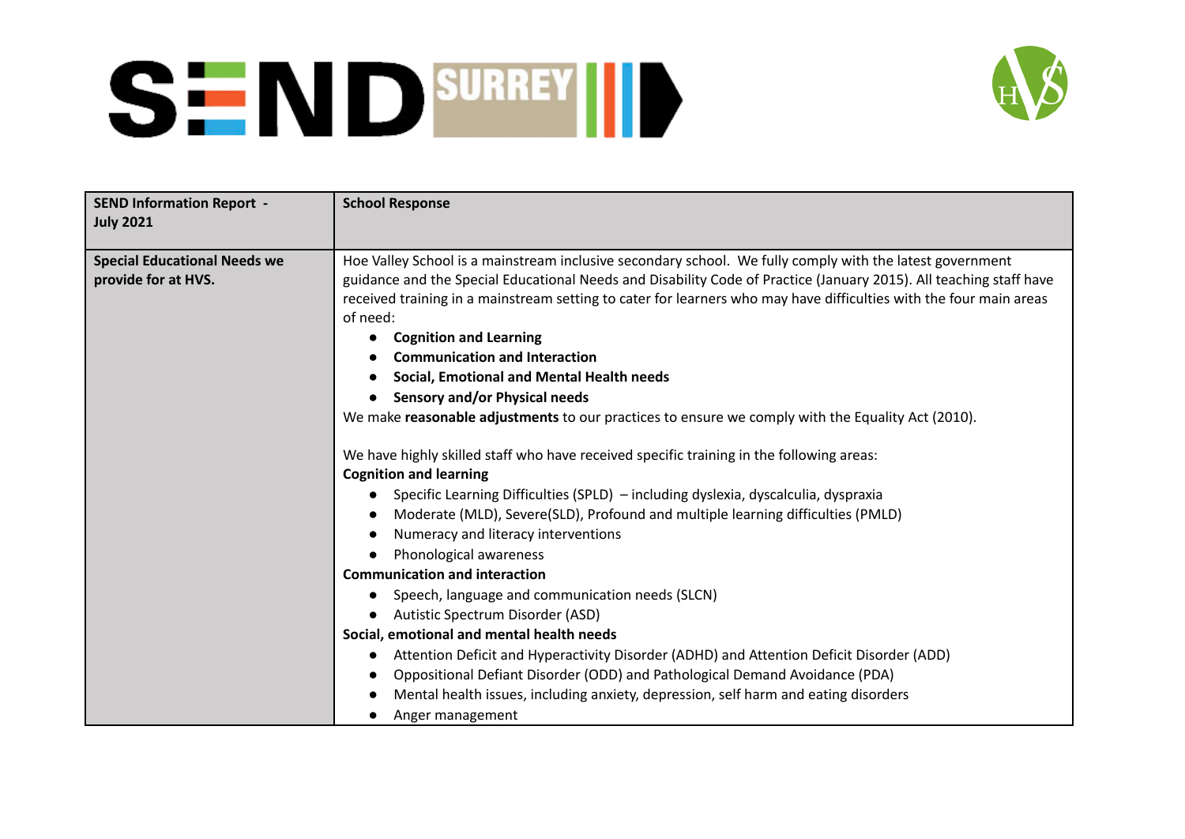| SEND Information Report - July 2021 | School Response |
|---|---|
| **Special Educational Needs we provide for at HVS.** | Hoe Valley School is a mainstream inclusive secondary school. We fully comply with the latest government guidance and the Special Educational Needs and Disability Code of Practice (January 2015). All teaching staff have received training in a mainstream setting to cater for learners who may have difficulties with the four main areas of need:<br>• **Cognition and Learning**<br>• **Communication and Interaction**<br>• **Social, Emotional and Mental Health needs**<br>• **Sensory and/or Physical needs**<br>We make **reasonable adjustments** to our practices to ensure we comply with the Equality Act (2010).<br><br>We have highly skilled staff who have received specific training in the following areas:<br>**Cognition and learning**<br>• Specific Learning Difficulties (SPLD) – including dyslexia, dyscalculia, dyspraxia<br>• Moderate (MLD), Severe(SLD), Profound and multiple learning difficulties (PMLD)<br>• Numeracy and literacy interventions<br>• Phonological awareness<br>**Communication and interaction**<br>• Speech, language and communication needs (SLCN)<br>• Autistic Spectrum Disorder (ASD)<br>**Social, emotional and mental health needs**<br>• Attention Deficit and Hyperactivity Disorder (ADHD) and Attention Deficit Disorder (ADD)<br>• Oppositional Defiant Disorder (ODD) and Pathological Demand Avoidance (PDA)<br>• Mental health issues, including anxiety, depression, self harm and eating disorders<br>• Anger management |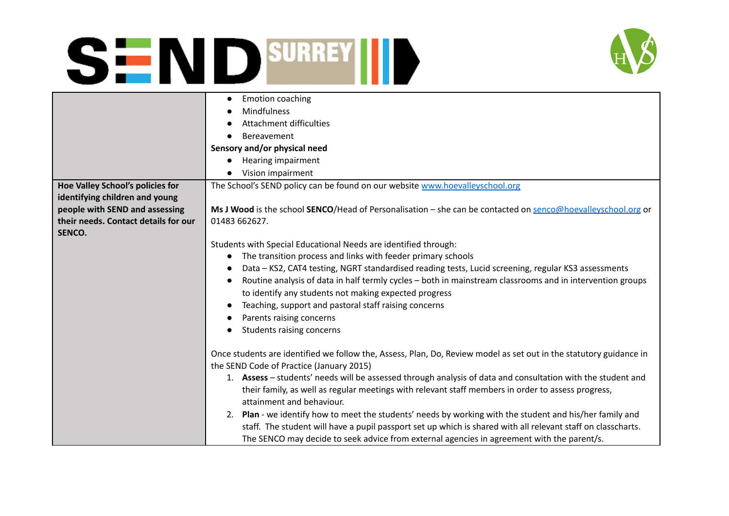| | |
|---|---|
| | • Emotion coaching<br>• Mindfulness<br>• Attachment difficulties<br>• Bereavement<br>**Sensory and/or physical need**<br>• Hearing impairment<br>• Vision impairment |
| **Hoe Valley School's policies for identifying children and young people with SEND and assessing their needs. Contact details for our SENCO.** | The School's SEND policy can be found on our website www.hoevalleyschool.org<br><br>**Ms J Wood** is the school **SENCO**/Head of Personalisation – she can be contacted on senco@hoevalleyschool.org or 01483 662627.<br><br>Students with Special Educational Needs are identified through:<br>• The transition process and links with feeder primary schools<br>• Data – KS2, CAT4 testing, NGRT standardised reading tests, Lucid screening, regular KS3 assessments<br>• Routine analysis of data in half termly cycles – both in mainstream classrooms and in intervention groups to identify any students not making expected progress<br>• Teaching, support and pastoral staff raising concerns<br>• Parents raising concerns<br>• Students raising concerns<br><br>Once students are identified we follow the, Assess, Plan, Do, Review model as set out in the statutory guidance in the SEND Code of Practice (January 2015)<br>1. **Assess** – students' needs will be assessed through analysis of data and consultation with the student and their family, as well as regular meetings with relevant staff members in order to assess progress, attainment and behaviour.<br>2. **Plan** - we identify how to meet the students' needs by working with the student and his/her family and staff. The student will have a pupil passport set up which is shared with all relevant staff on classcharts. The SENCO may decide to seek advice from external agencies in agreement with the parent/s. |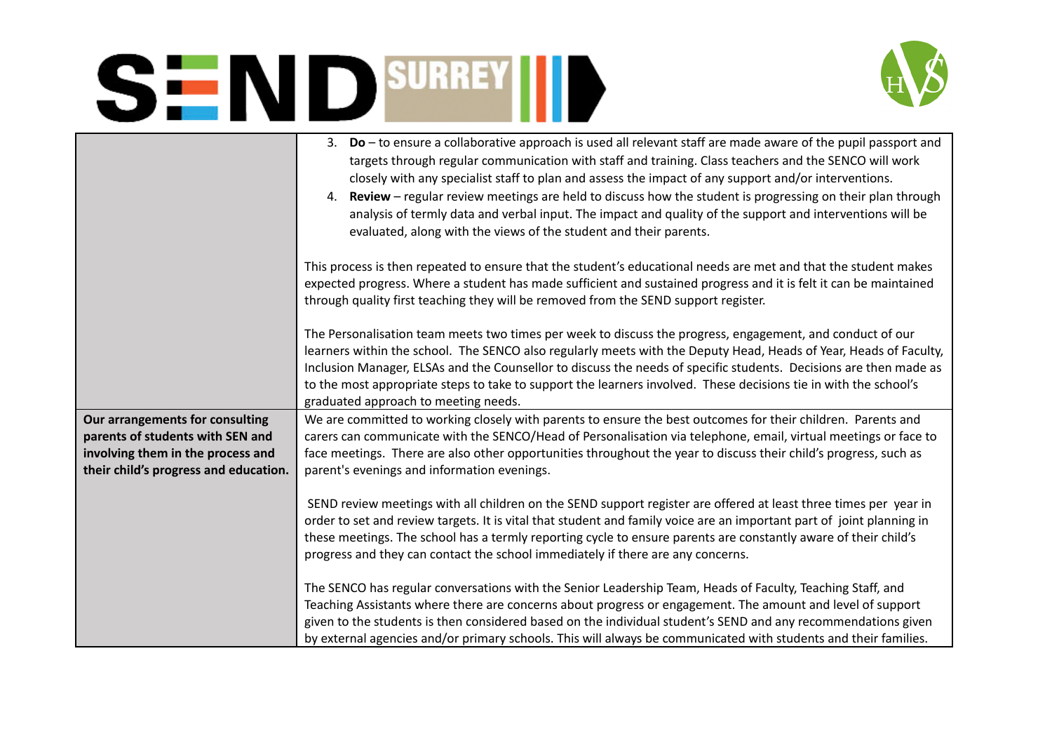| | |
|---|---|
| | 3. **Do** – to ensure a collaborative approach is used all relevant staff are made aware of the pupil passport and targets through regular communication with staff and training. Class teachers and the SENCO will work closely with any specialist staff to plan and assess the impact of any support and/or interventions.<br>4. **Review** – regular review meetings are held to discuss how the student is progressing on their plan through analysis of termly data and verbal input. The impact and quality of the support and interventions will be evaluated, along with the views of the student and their parents.<br><br>This process is then repeated to ensure that the student's educational needs are met and that the student makes expected progress. Where a student has made sufficient and sustained progress and it is felt it can be maintained through quality first teaching they will be removed from the SEND support register.<br><br>The Personalisation team meets two times per week to discuss the progress, engagement, and conduct of our learners within the school. The SENCO also regularly meets with the Deputy Head, Heads of Year, Heads of Faculty, Inclusion Manager, ELSAs and the Counsellor to discuss the needs of specific students. Decisions are then made as to the most appropriate steps to take to support the learners involved. These decisions tie in with the school's graduated approach to meeting needs. |
| **Our arrangements for consulting parents of students with SEN and involving them in the process and their child's progress and education.** | We are committed to working closely with parents to ensure the best outcomes for their children. Parents and carers can communicate with the SENCO/Head of Personalisation via telephone, email, virtual meetings or face to face meetings. There are also other opportunities throughout the year to discuss their child's progress, such as parent's evenings and information evenings.<br><br>SEND review meetings with all children on the SEND support register are offered at least three times per year in order to set and review targets. It is vital that student and family voice are an important part of joint planning in these meetings. The school has a termly reporting cycle to ensure parents are constantly aware of their child's progress and they can contact the school immediately if there are any concerns.<br><br>The SENCO has regular conversations with the Senior Leadership Team, Heads of Faculty, Teaching Staff, and Teaching Assistants where there are concerns about progress or engagement. The amount and level of support given to the students is then considered based on the individual student's SEND and any recommendations given by external agencies and/or primary schools. This will always be communicated with students and their families. |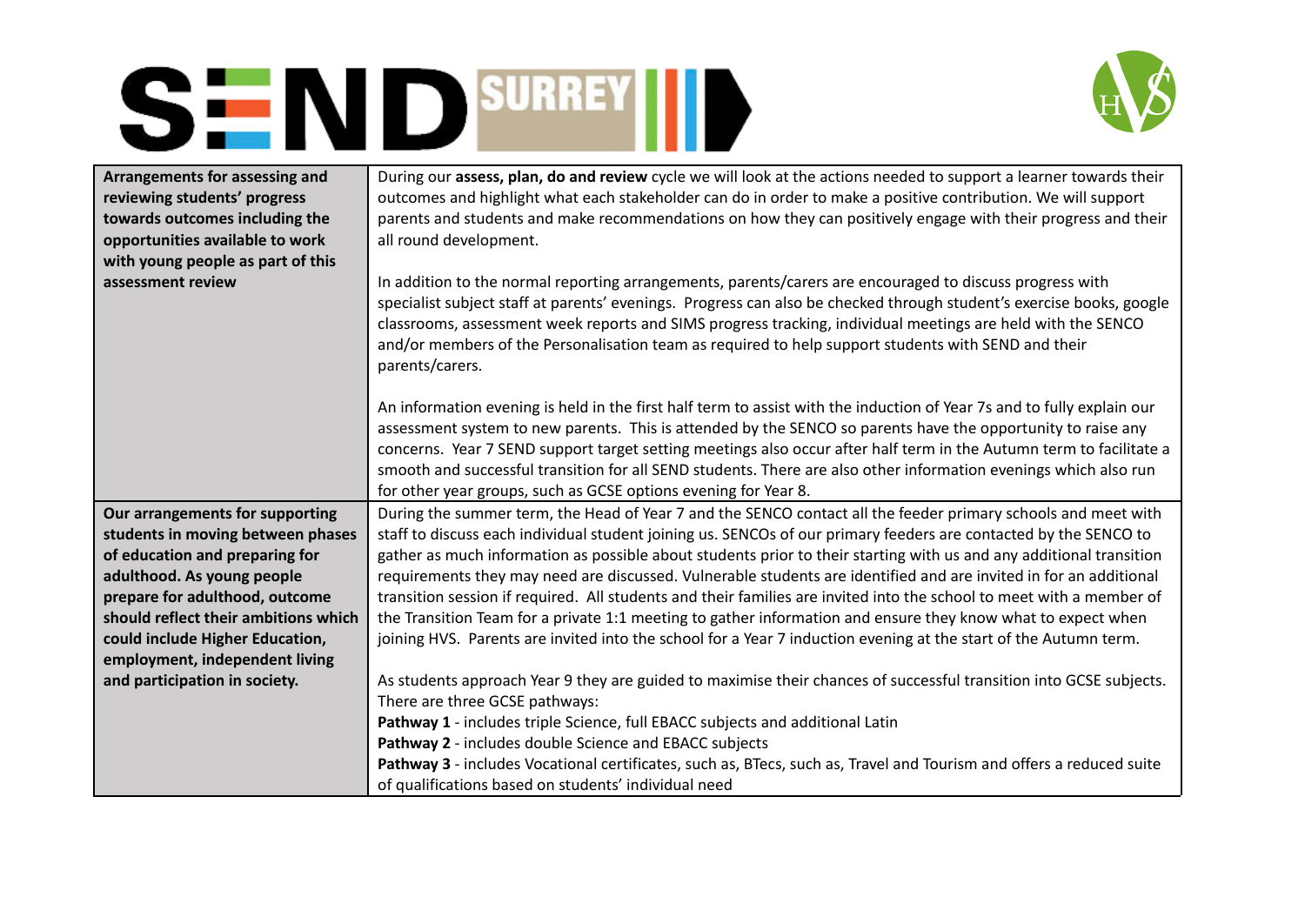| | |
|---|---|
| **Arrangements for assessing and reviewing students' progress towards outcomes including the opportunities available to work with young people as part of this assessment review** | During our **assess, plan, do and review** cycle we will look at the actions needed to support a learner towards their outcomes and highlight what each stakeholder can do in order to make a positive contribution. We will support parents and students and make recommendations on how they can positively engage with their progress and their all round development.<br><br>In addition to the normal reporting arrangements, parents/carers are encouraged to discuss progress with specialist subject staff at parents' evenings. Progress can also be checked through student's exercise books, google classrooms, assessment week reports and SIMS progress tracking, individual meetings are held with the SENCO and/or members of the Personalisation team as required to help support students with SEND and their parents/carers.<br><br>An information evening is held in the first half term to assist with the induction of Year 7s and to fully explain our assessment system to new parents. This is attended by the SENCO so parents have the opportunity to raise any concerns. Year 7 SEND support target setting meetings also occur after half term in the Autumn term to facilitate a smooth and successful transition for all SEND students. There are also other information evenings which also run for other year groups, such as GCSE options evening for Year 8. |
| **Our arrangements for supporting students in moving between phases of education and preparing for adulthood. As young people prepare for adulthood, outcome should reflect their ambitions which could include Higher Education, employment, independent living and participation in society.** | During the summer term, the Head of Year 7 and the SENCO contact all the feeder primary schools and meet with staff to discuss each individual student joining us. SENCOs of our primary feeders are contacted by the SENCO to gather as much information as possible about students prior to their starting with us and any additional transition requirements they may need are discussed. Vulnerable students are identified and are invited in for an additional transition session if required. All students and their families are invited into the school to meet with a member of the Transition Team for a private 1:1 meeting to gather information and ensure they know what to expect when joining HVS. Parents are invited into the school for a Year 7 induction evening at the start of the Autumn term.<br><br>As students approach Year 9 they are guided to maximise their chances of successful transition into GCSE subjects. There are three GCSE pathways:<br>**Pathway 1** - includes triple Science, full EBACC subjects and additional Latin<br>**Pathway 2** - includes double Science and EBACC subjects<br>**Pathway 3** - includes Vocational certificates, such as, BTecs, such as, Travel and Tourism and offers a reduced suite of qualifications based on students' individual need |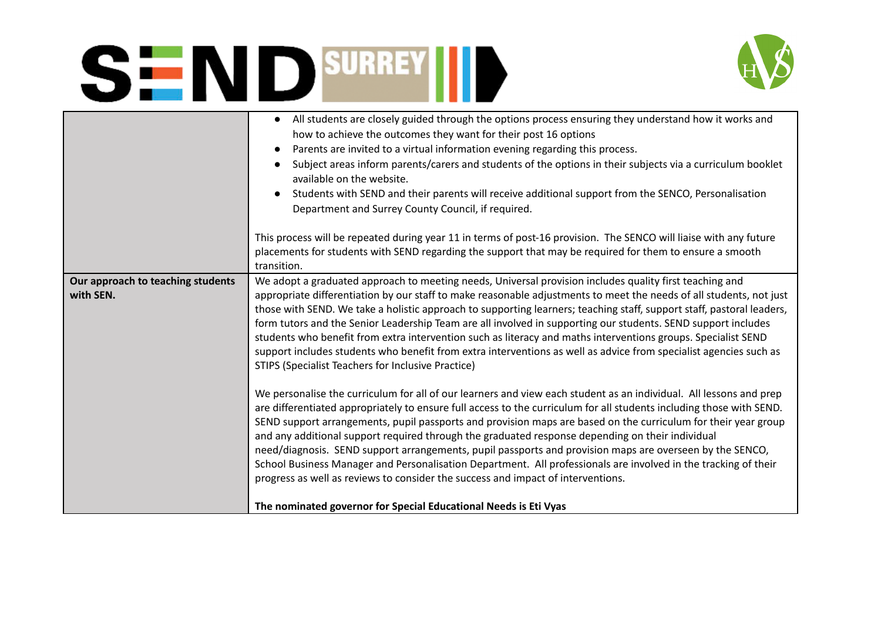| | |
|---|---|
| | • All students are closely guided through the options process ensuring they understand how it works and how to achieve the outcomes they want for their post 16 options<br>• Parents are invited to a virtual information evening regarding this process.<br>• Subject areas inform parents/carers and students of the options in their subjects via a curriculum booklet available on the website.<br>• Students with SEND and their parents will receive additional support from the SENCO, Personalisation Department and Surrey County Council, if required.<br><br>This process will be repeated during year 11 in terms of post-16 provision. The SENCO will liaise with any future placements for students with SEND regarding the support that may be required for them to ensure a smooth transition. |
| **Our approach to teaching students with SEN.** | We adopt a graduated approach to meeting needs, Universal provision includes quality first teaching and appropriate differentiation by our staff to make reasonable adjustments to meet the needs of all students, not just those with SEND. We take a holistic approach to supporting learners; teaching staff, support staff, pastoral leaders, form tutors and the Senior Leadership Team are all involved in supporting our students. SEND support includes students who benefit from extra intervention such as literacy and maths interventions groups. Specialist SEND support includes students who benefit from extra interventions as well as advice from specialist agencies such as STIPS (Specialist Teachers for Inclusive Practice)<br><br>We personalise the curriculum for all of our learners and view each student as an individual. All lessons and prep are differentiated appropriately to ensure full access to the curriculum for all students including those with SEND. SEND support arrangements, pupil passports and provision maps are based on the curriculum for their year group and any additional support required through the graduated response depending on their individual need/diagnosis. SEND support arrangements, pupil passports and provision maps are overseen by the SENCO, School Business Manager and Personalisation Department. All professionals are involved in the tracking of their progress as well as reviews to consider the success and impact of interventions.<br><br>**The nominated governor for Special Educational Needs is Eti Vyas** |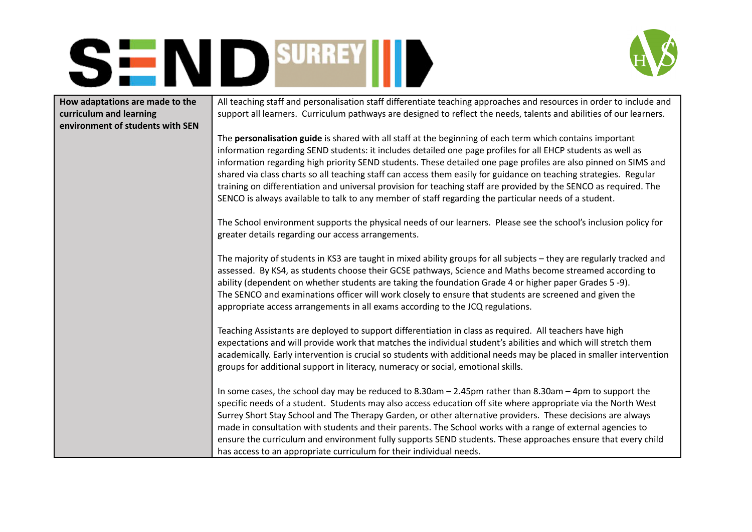| How adaptations are made to the curriculum and learning environment of students with SEN | All teaching staff and personalisation staff differentiate teaching approaches and resources in order to include and support all learners. Curriculum pathways are designed to reflect the needs, talents and abilities of our learners.<br><br>The **personalisation guide** is shared with all staff at the beginning of each term which contains important information regarding SEND students: it includes detailed one page profiles for all EHCP students as well as information regarding high priority SEND students. These detailed one page profiles are also pinned on SIMS and shared via class charts so all teaching staff can access them easily for guidance on teaching strategies. Regular training on differentiation and universal provision for teaching staff are provided by the SENCO as required. The SENCO is always available to talk to any member of staff regarding the particular needs of a student.<br><br>The School environment supports the physical needs of our learners. Please see the school's inclusion policy for greater details regarding our access arrangements.<br><br>The majority of students in KS3 are taught in mixed ability groups for all subjects – they are regularly tracked and assessed. By KS4, as students choose their GCSE pathways, Science and Maths become streamed according to ability (dependent on whether students are taking the foundation Grade 4 or higher paper Grades 5 -9). The SENCO and examinations officer will work closely to ensure that students are screened and given the appropriate access arrangements in all exams according to the JCQ regulations.<br><br>Teaching Assistants are deployed to support differentiation in class as required. All teachers have high expectations and will provide work that matches the individual student's abilities and which will stretch them academically. Early intervention is crucial so students with additional needs may be placed in smaller intervention groups for additional support in literacy, numeracy or social, emotional skills.<br><br>In some cases, the school day may be reduced to 8.30am – 2.45pm rather than 8.30am – 4pm to support the specific needs of a student. Students may also access education off site where appropriate via the North West Surrey Short Stay School and The Therapy Garden, or other alternative providers. These decisions are always made in consultation with students and their parents. The School works with a range of external agencies to ensure the curriculum and environment fully supports SEND students. These approaches ensure that every child has access to an appropriate curriculum for their individual needs. |
|---|---|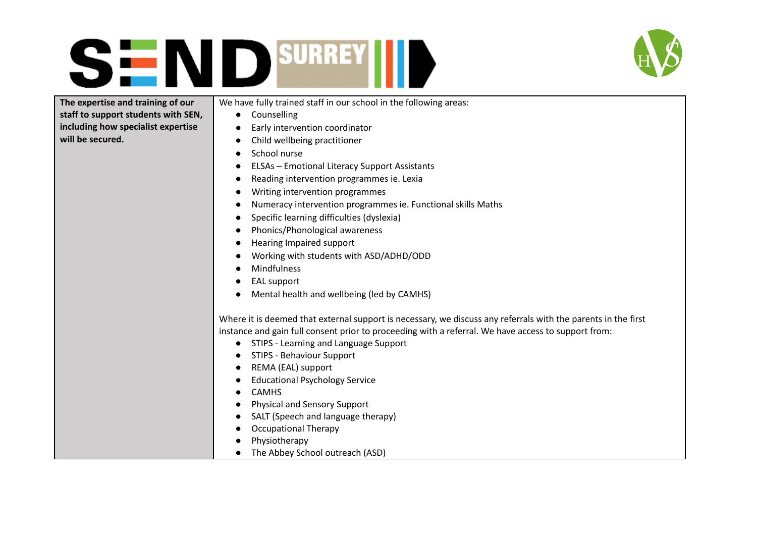| | |
|---|---|
| **The expertise and training of our staff to support students with SEN, including how specialist expertise will be secured.** | We have fully trained staff in our school in the following areas:<br>● Counselling<br>● Early intervention coordinator<br>● Child wellbeing practitioner<br>● School nurse<br>● ELSAs – Emotional Literacy Support Assistants<br>● Reading intervention programmes ie. Lexia<br>● Writing intervention programmes<br>● Numeracy intervention programmes ie. Functional skills Maths<br>● Specific learning difficulties (dyslexia)<br>● Phonics/Phonological awareness<br>● Hearing Impaired support<br>● Working with students with ASD/ADHD/ODD<br>● Mindfulness<br>● EAL support<br>● Mental health and wellbeing (led by CAMHS)<br><br>Where it is deemed that external support is necessary, we discuss any referrals with the parents in the first instance and gain full consent prior to proceeding with a referral. We have access to support from:<br>● STIPS - Learning and Language Support<br>● STIPS - Behaviour Support<br>● REMA (EAL) support<br>● Educational Psychology Service<br>● CAMHS<br>● Physical and Sensory Support<br>● SALT (Speech and language therapy)<br>● Occupational Therapy<br>● Physiotherapy<br>● The Abbey School outreach (ASD) |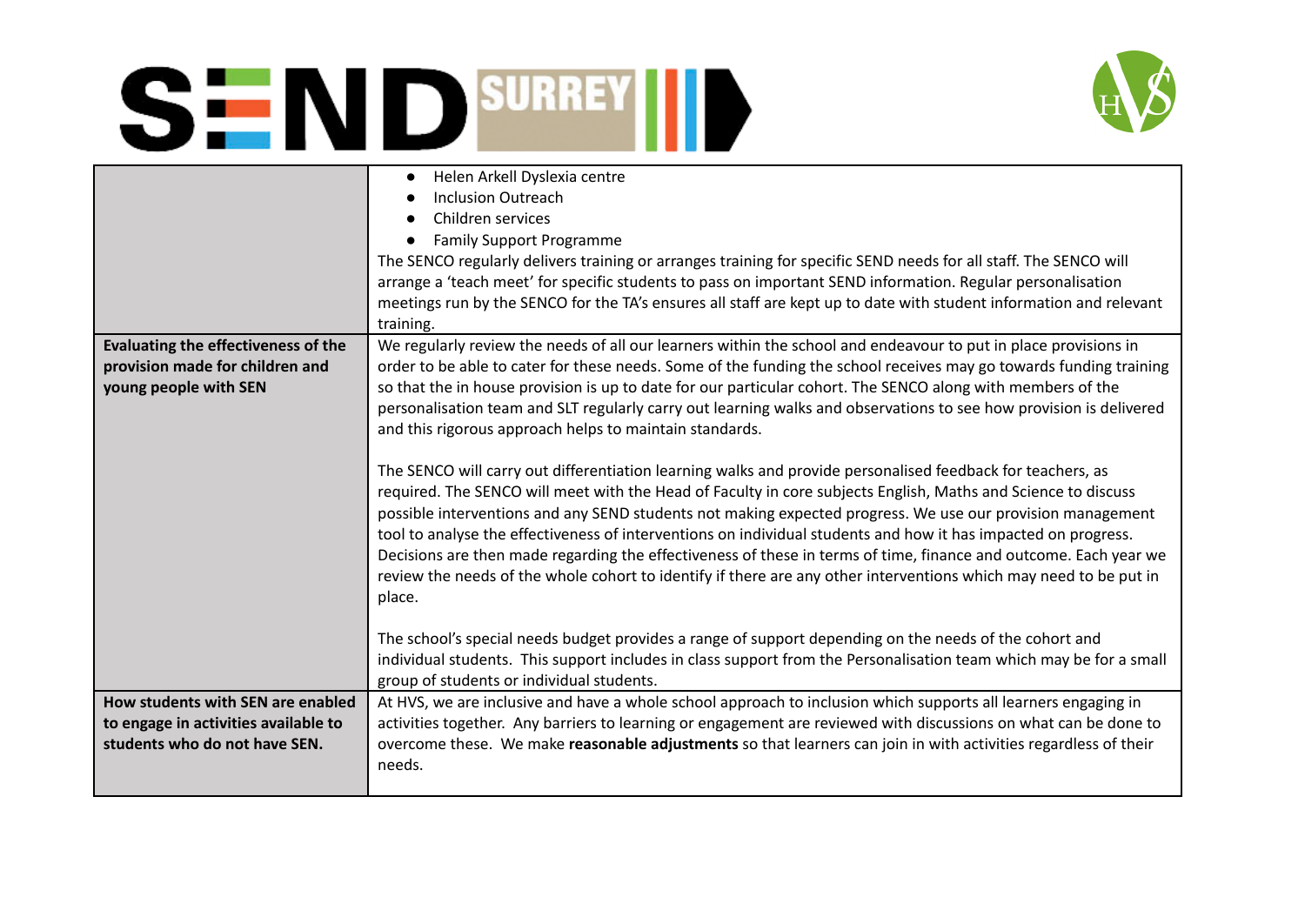| | |
|---|---|
| | • Helen Arkell Dyslexia centre<br>• Inclusion Outreach<br>• Children services<br>• Family Support Programme<br>The SENCO regularly delivers training or arranges training for specific SEND needs for all staff. The SENCO will arrange a 'teach meet' for specific students to pass on important SEND information. Regular personalisation meetings run by the SENCO for the TA's ensures all staff are kept up to date with student information and relevant training. |
| **Evaluating the effectiveness of the provision made for children and young people with SEN** | We regularly review the needs of all our learners within the school and endeavour to put in place provisions in order to be able to cater for these needs. Some of the funding the school receives may go towards funding training so that the in house provision is up to date for our particular cohort. The SENCO along with members of the personalisation team and SLT regularly carry out learning walks and observations to see how provision is delivered and this rigorous approach helps to maintain standards.<br><br>The SENCO will carry out differentiation learning walks and provide personalised feedback for teachers, as required. The SENCO will meet with the Head of Faculty in core subjects English, Maths and Science to discuss possible interventions and any SEND students not making expected progress. We use our provision management tool to analyse the effectiveness of interventions on individual students and how it has impacted on progress. Decisions are then made regarding the effectiveness of these in terms of time, finance and outcome. Each year we review the needs of the whole cohort to identify if there are any other interventions which may need to be put in place.<br><br>The school's special needs budget provides a range of support depending on the needs of the cohort and individual students. This support includes in class support from the Personalisation team which may be for a small group of students or individual students. |
| **How students with SEN are enabled to engage in activities available to students who do not have SEN.** | At HVS, we are inclusive and have a whole school approach to inclusion which supports all learners engaging in activities together. Any barriers to learning or engagement are reviewed with discussions on what can be done to overcome these. We make **reasonable adjustments** so that learners can join in with activities regardless of their needs. |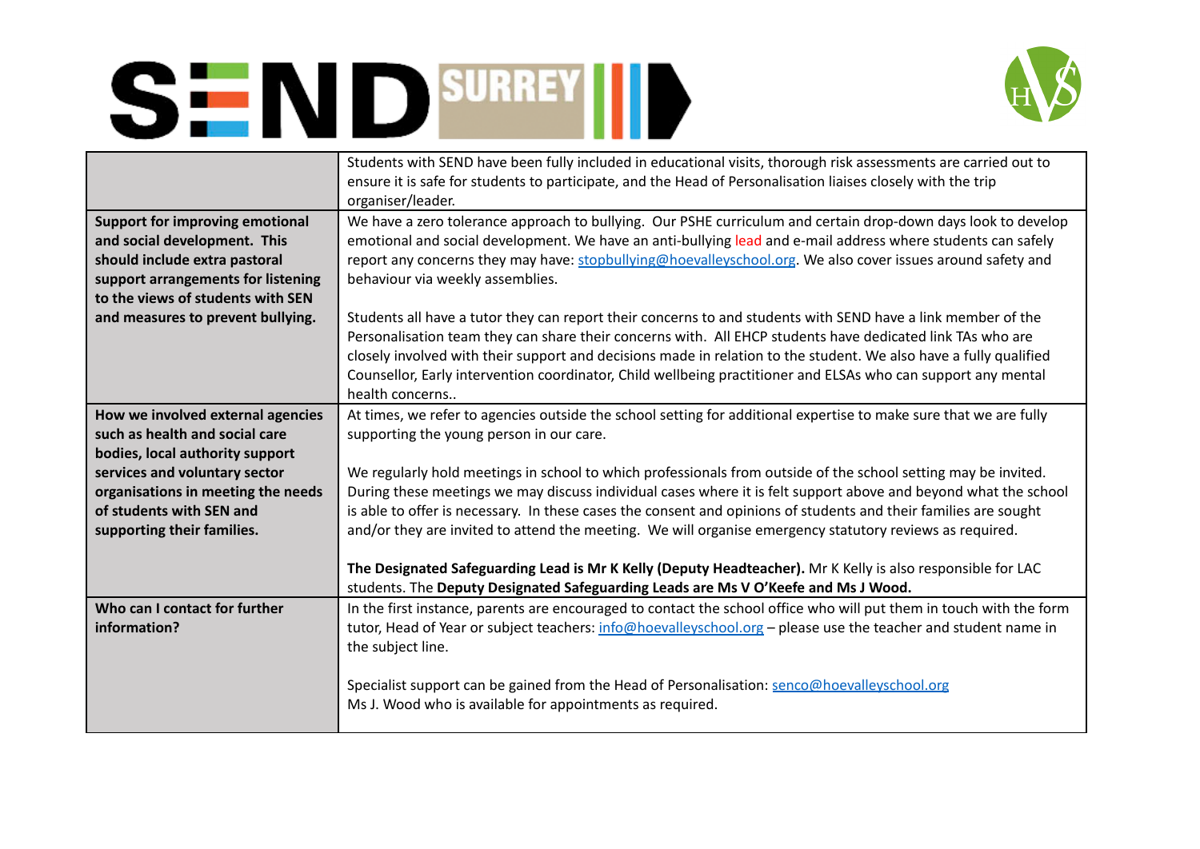| | |
|---|---|
| | Students with SEND have been fully included in educational visits, thorough risk assessments are carried out to ensure it is safe for students to participate, and the Head of Personalisation liaises closely with the trip organiser/leader. |
| **Support for improving emotional and social development. This should include extra pastoral support arrangements for listening to the views of students with SEN and measures to prevent bullying.** | We have a zero tolerance approach to bullying. Our PSHE curriculum and certain drop-down days look to develop emotional and social development. We have an anti-bullying lead and e-mail address where students can safely report any concerns they may have: stopbullying@hoevalleyschool.org. We also cover issues around safety and behaviour via weekly assemblies.<br><br>Students all have a tutor they can report their concerns to and students with SEND have a link member of the Personalisation team they can share their concerns with. All EHCP students have dedicated link TAs who are closely involved with their support and decisions made in relation to the student. We also have a fully qualified Counsellor, Early intervention coordinator, Child wellbeing practitioner and ELSAs who can support any mental health concerns.. |
| **How we involved external agencies such as health and social care bodies, local authority support services and voluntary sector organisations in meeting the needs of students with SEN and supporting their families.** | At times, we refer to agencies outside the school setting for additional expertise to make sure that we are fully supporting the young person in our care.<br><br>We regularly hold meetings in school to which professionals from outside of the school setting may be invited. During these meetings we may discuss individual cases where it is felt support above and beyond what the school is able to offer is necessary. In these cases the consent and opinions of students and their families are sought and/or they are invited to attend the meeting. We will organise emergency statutory reviews as required.<br><br>**The Designated Safeguarding Lead is Mr K Kelly (Deputy Headteacher).** Mr K Kelly is also responsible for LAC students. The **Deputy Designated Safeguarding Leads are Ms V O'Keefe and Ms J Wood.** |
| **Who can I contact for further information?** | In the first instance, parents are encouraged to contact the school office who will put them in touch with the form tutor, Head of Year or subject teachers: info@hoevalleyschool.org – please use the teacher and student name in the subject line.<br><br>Specialist support can be gained from the Head of Personalisation: senco@hoevalleyschool.org<br>Ms J. Wood who is available for appointments as required. |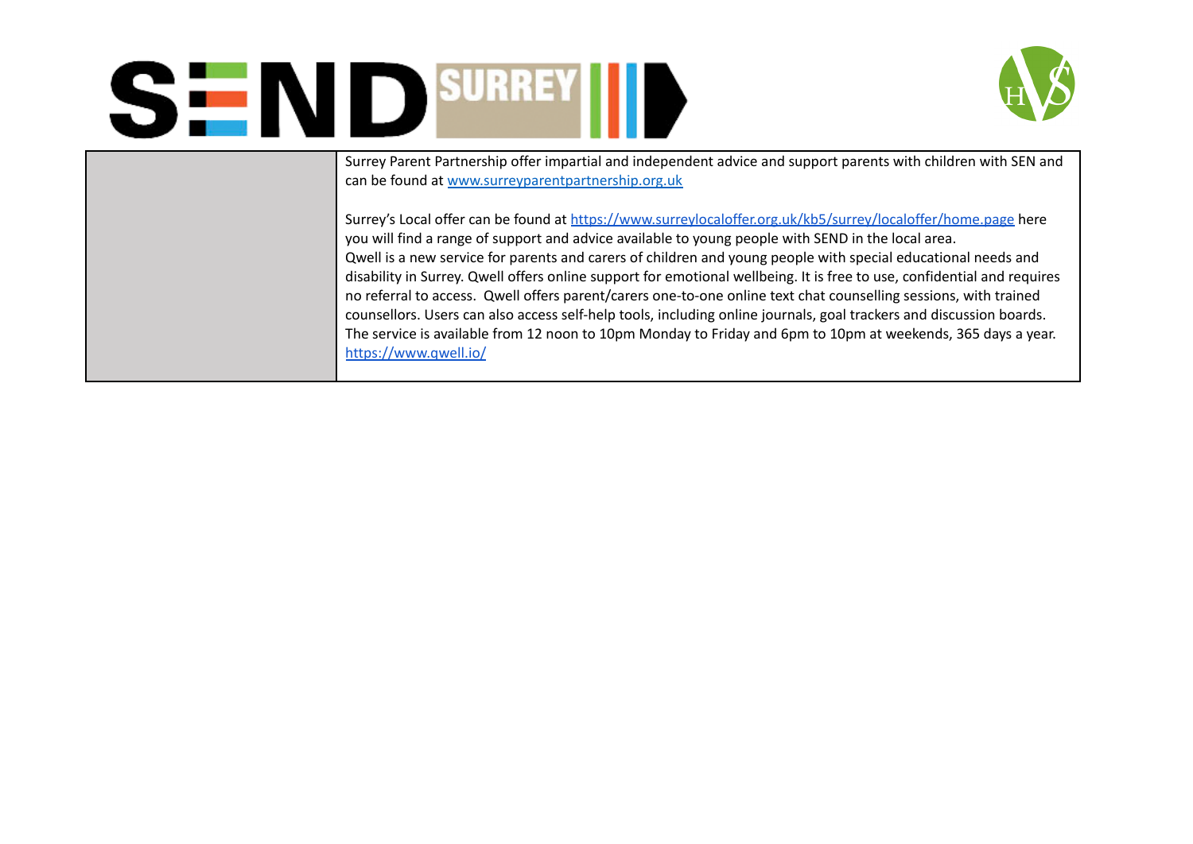| | |
|---|---|
| | Surrey Parent Partnership offer impartial and independent advice and support parents with children with SEN and can be found at www.surreyparentpartnership.org.uk<br><br>Surrey's Local offer can be found at https://www.surreylocaloffer.org.uk/kb5/surrey/localoffer/home.page here you will find a range of support and advice available to young people with SEND in the local area.<br>Qwell is a new service for parents and carers of children and young people with special educational needs and disability in Surrey. Qwell offers online support for emotional wellbeing. It is free to use, confidential and requires no referral to access. Qwell offers parent/carers one-to-one online text chat counselling sessions, with trained counsellors. Users can also access self-help tools, including online journals, goal trackers and discussion boards. The service is available from 12 noon to 10pm Monday to Friday and 6pm to 10pm at weekends, 365 days a year. https://www.qwell.io/ |